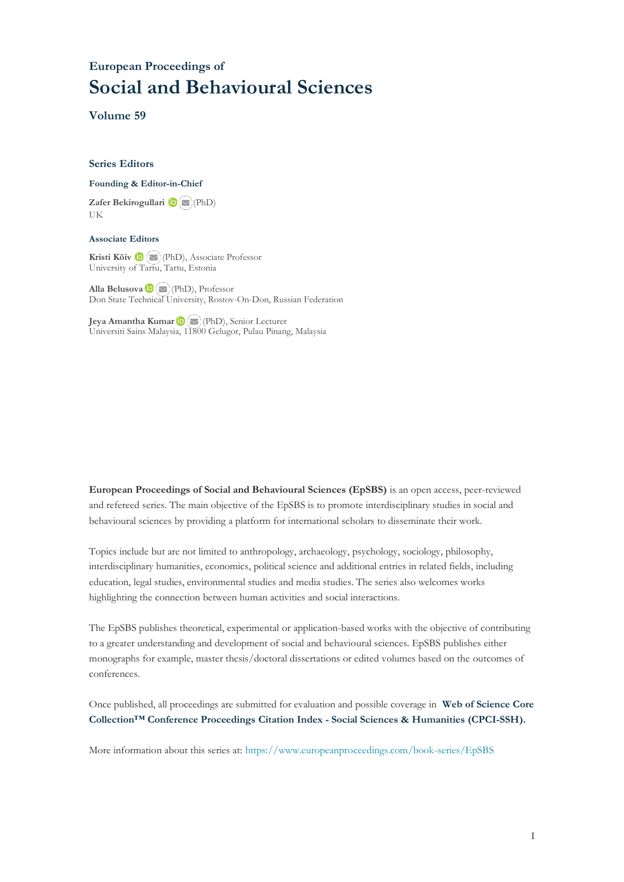## European Proceedings of

# Social and Behavioural Sciences

## Volume 59

### Series Editors

**Founding & Editor-in-Chief**

**Zafer Bekirogullari** (PhD)
UK

**Associate Editors**

**Kristi Köiv** (PhD), Associate Professor
University of Tartu, Tartu, Estonia

**Alla Belusova** (PhD), Professor
Don State Technical University, Rostov-On-Don, Russian Federation

**Jeya Amantha Kumar** (PhD), Senior Lecturer
Universiti Sains Malaysia, 11800 Gelugor, Pulau Pinang, Malaysia

**European Proceedings of Social and Behavioural Sciences (EpSBS)** is an open access, peer-reviewed and refereed series. The main objective of the EpSBS is to promote interdisciplinary studies in social and behavioural sciences by providing a platform for international scholars to disseminate their work.

Topics include but are not limited to anthropology, archaeology, psychology, sociology, philosophy, interdisciplinary humanities, economics, political science and additional entries in related fields, including education, legal studies, environmental studies and media studies. The series also welcomes works highlighting the connection between human activities and social interactions.

The EpSBS publishes theoretical, experimental or application-based works with the objective of contributing to a greater understanding and development of social and behavioural sciences. EpSBS publishes either monographs for example, master thesis/doctoral dissertations or edited volumes based on the outcomes of conferences.

Once published, all proceedings are submitted for evaluation and possible coverage in **Web of Science Core Collection™ Conference Proceedings Citation Index - Social Sciences & Humanities (CPCI-SSH).**

More information about this series at: https://www.europeanproceedings.com/book-series/EpSBS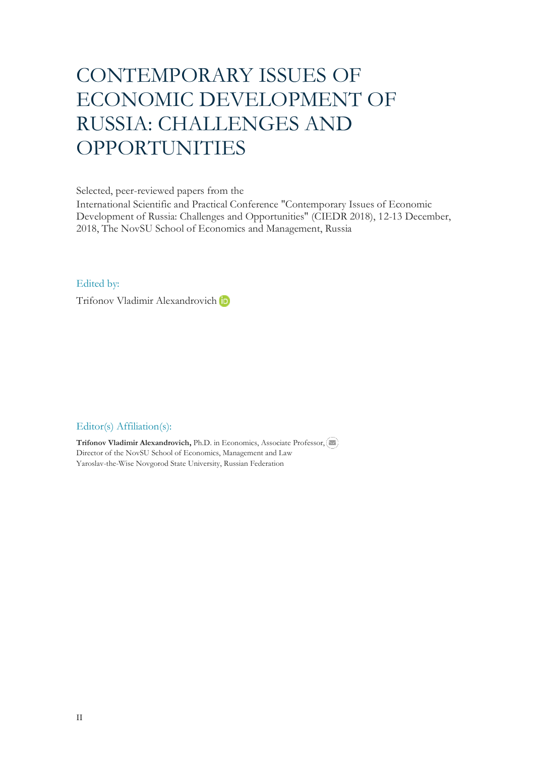# CONTEMPORARY ISSUES OF ECONOMIC DEVELOPMENT OF RUSSIA: CHALLENGES AND OPPORTUNITIES

Selected, peer-reviewed papers from the
International Scientific and Practical Conference "Contemporary Issues of Economic Development of Russia: Challenges and Opportunities" (CIEDR 2018), 12-13 December, 2018, The NovSU School of Economics and Management, Russia

Edited by:

Trifonov Vladimir Alexandrovich

Editor(s) Affiliation(s):

**Trifonov Vladimir Alexandrovich,** Ph.D. in Economics, Associate Professor,
Director of the NovSU School of Economics, Management and Law
Yaroslav-the-Wise Novgorod State University, Russian Federation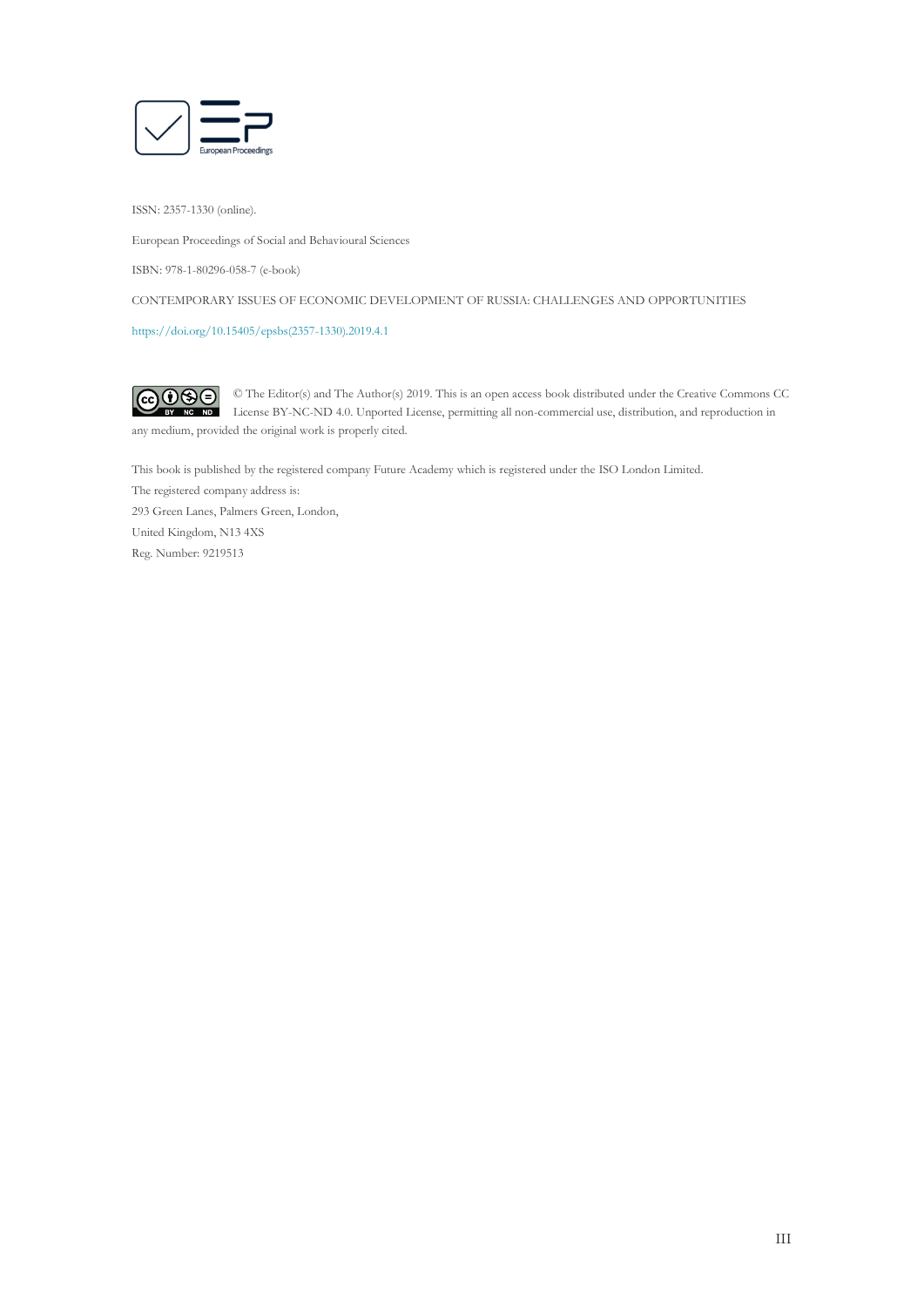ISSN: 2357-1330 (online).

European Proceedings of Social and Behavioural Sciences

ISBN: 978-1-80296-058-7 (e-book)

CONTEMPORARY ISSUES OF ECONOMIC DEVELOPMENT OF RUSSIA: CHALLENGES AND OPPORTUNITIES

https://doi.org/10.15405/epsbs(2357-1330).2019.4.1

© The Editor(s) and The Author(s) 2019. This is an open access book distributed under the Creative Commons CC License BY-NC-ND 4.0. Unported License, permitting all non-commercial use, distribution, and reproduction in any medium, provided the original work is properly cited.

This book is published by the registered company Future Academy which is registered under the ISO London Limited.
The registered company address is:
293 Green Lanes, Palmers Green, London,
United Kingdom, N13 4XS
Reg. Number: 9219513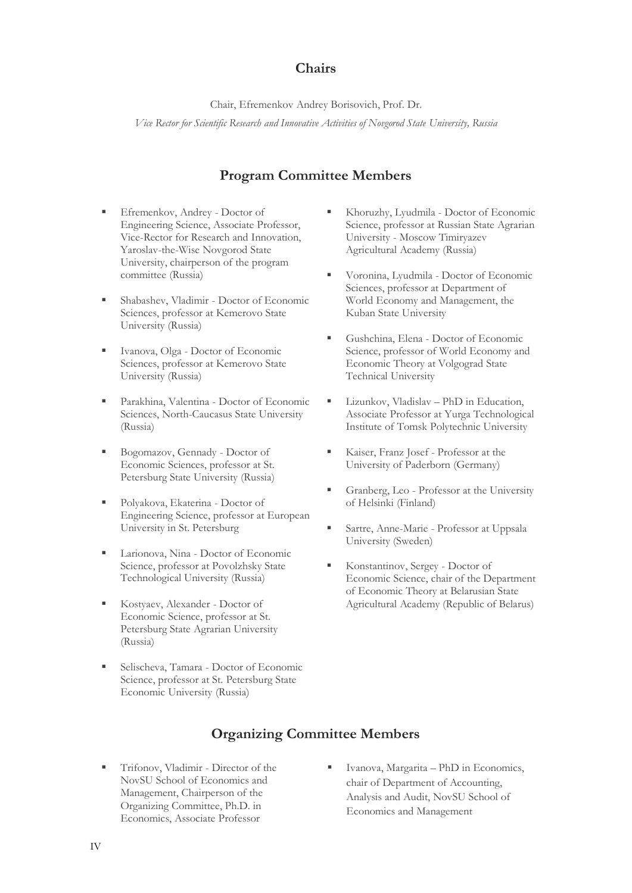## Chairs

Chair, Efremenkov Andrey Borisovich, Prof. Dr.

*Vice Rector for Scientific Research and Innovative Activities of Novgorod State University, Russia*

## Program Committee Members

- Efremenkov, Andrey - Doctor of Engineering Science, Associate Professor, Vice-Rector for Research and Innovation, Yaroslav-the-Wise Novgorod State University, chairperson of the program committee (Russia)
- Shabashev, Vladimir - Doctor of Economic Sciences, professor at Kemerovo State University (Russia)
- Ivanova, Olga - Doctor of Economic Sciences, professor at Kemerovo State University (Russia)
- Parakhina, Valentina - Doctor of Economic Sciences, North-Caucasus State University (Russia)
- Bogomazov, Gennady - Doctor of Economic Sciences, professor at St. Petersburg State University (Russia)
- Polyakova, Ekaterina - Doctor of Engineering Science, professor at European University in St. Petersburg
- Larionova, Nina - Doctor of Economic Science, professor at Povolzhsky State Technological University (Russia)
- Kostyaev, Alexander - Doctor of Economic Science, professor at St. Petersburg State Agrarian University (Russia)
- Selischeva, Tamara - Doctor of Economic Science, professor at St. Petersburg State Economic University (Russia)
- Khoruzhy, Lyudmila - Doctor of Economic Science, professor at Russian State Agrarian University - Moscow Timiryazev Agricultural Academy (Russia)
- Voronina, Lyudmila - Doctor of Economic Sciences, professor at Department of World Economy and Management, the Kuban State University
- Gushchina, Elena - Doctor of Economic Science, professor of World Economy and Economic Theory at Volgograd State Technical University
- Lizunkov, Vladislav – PhD in Education, Associate Professor at Yurga Technological Institute of Tomsk Polytechnic University
- Kaiser, Franz Josef - Professor at the University of Paderborn (Germany)
- Granberg, Leo - Professor at the University of Helsinki (Finland)
- Sartre, Anne-Marie - Professor at Uppsala University (Sweden)
- Konstantinov, Sergey - Doctor of Economic Science, chair of the Department of Economic Theory at Belarusian State Agricultural Academy (Republic of Belarus)

## Organizing Committee Members

- Trifonov, Vladimir - Director of the NovSU School of Economics and Management, Chairperson of the Organizing Committee, Ph.D. in Economics, Associate Professor
- Ivanova, Margarita – PhD in Economics, chair of Department of Accounting, Analysis and Audit, NovSU School of Economics and Management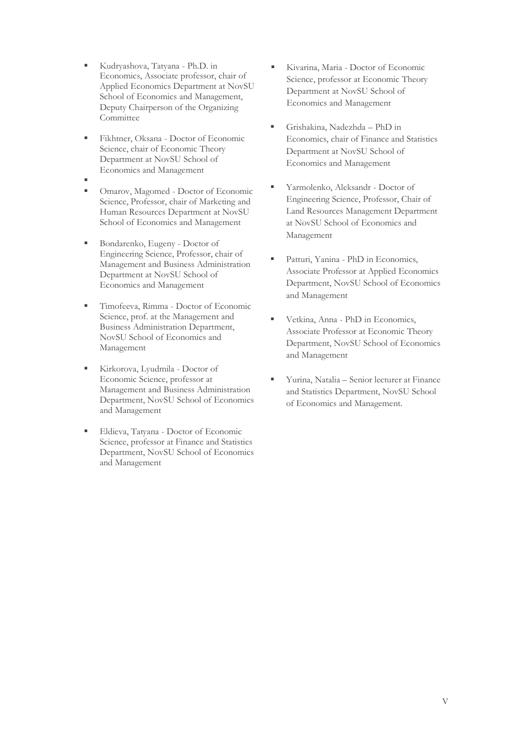- Kudryashova, Tatyana - Ph.D. in Economics, Associate professor, chair of Applied Economics Department at NovSU School of Economics and Management, Deputy Chairperson of the Organizing Committee
- Fikhtner, Oksana - Doctor of Economic Science, chair of Economic Theory Department at NovSU School of Economics and Management
- Omarov, Magomed - Doctor of Economic Science, Professor, chair of Marketing and Human Resources Department at NovSU School of Economics and Management
- Bondarenko, Eugeny - Doctor of Engineering Science, Professor, chair of Management and Business Administration Department at NovSU School of Economics and Management
- Timofeeva, Rimma - Doctor of Economic Science, prof. at the Management and Business Administration Department, NovSU School of Economics and Management
- Kirkorova, Lyudmila - Doctor of Economic Science, professor at Management and Business Administration Department, NovSU School of Economics and Management
- Eldieva, Tatyana - Doctor of Economic Science, professor at Finance and Statistics Department, NovSU School of Economics and Management
- Kivarina, Maria - Doctor of Economic Science, professor at Economic Theory Department at NovSU School of Economics and Management
- Grishakina, Nadezhda – PhD in Economics, chair of Finance and Statistics Department at NovSU School of Economics and Management
- Yarmolenko, Aleksandr - Doctor of Engineering Science, Professor, Chair of Land Resources Management Department at NovSU School of Economics and Management
- Patturi, Yanina - PhD in Economics, Associate Professor at Applied Economics Department, NovSU School of Economics and Management
- Vetkina, Anna - PhD in Economics, Associate Professor at Economic Theory Department, NovSU School of Economics and Management
- Yurina, Natalia – Senior lecturer at Finance and Statistics Department, NovSU School of Economics and Management.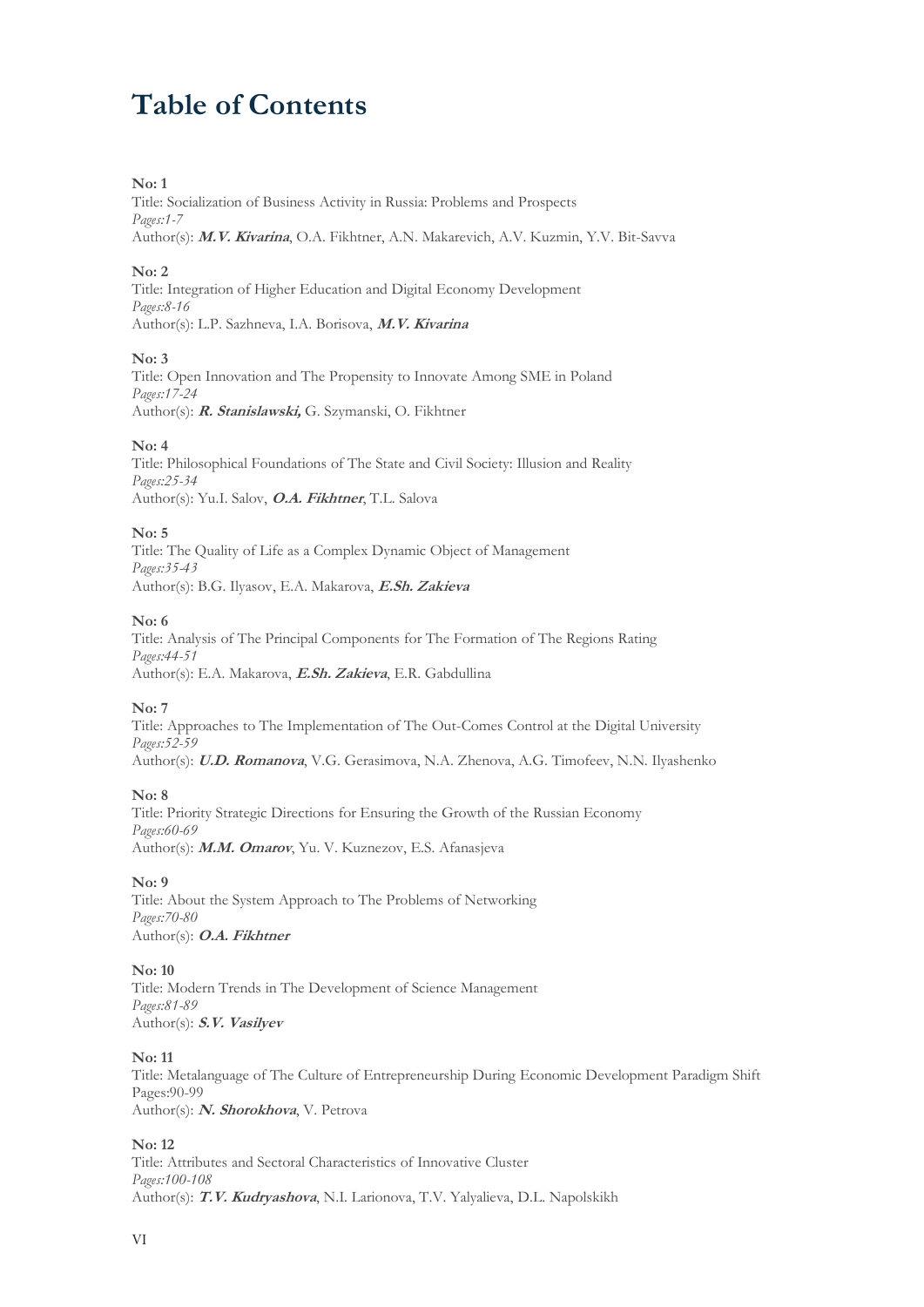# Table of Contents

**No: 1**
Title: Socialization of Business Activity in Russia: Problems and Prospects
*Pages:1-7*
Author(s): ***M.V. Kivarina***, O.A. Fikhtner, A.N. Makarevich, A.V. Kuzmin, Y.V. Bit-Savva

**No: 2**
Title: Integration of Higher Education and Digital Economy Development
*Pages:8-16*
Author(s): L.P. Sazhneva, I.A. Borisova, ***M.V. Kivarina***

**No: 3**
Title: Open Innovation and The Propensity to Innovate Among SME in Poland
*Pages:17-24*
Author(s): ***R. Stanislawski,*** G. Szymanski, O. Fikhtner

**No: 4**
Title: Philosophical Foundations of The State and Civil Society: Illusion and Reality
*Pages:25-34*
Author(s): Yu.I. Salov, ***O.A. Fikhtner***, T.L. Salova

**No: 5**
Title: The Quality of Life as a Complex Dynamic Object of Management
*Pages:35-43*
Author(s): B.G. Ilyasov, E.A. Makarova, ***E.Sh. Zakieva***

**No: 6**
Title: Analysis of The Principal Components for The Formation of The Regions Rating
*Pages:44-51*
Author(s): E.A. Makarova, ***E.Sh. Zakieva***, E.R. Gabdullina

**No: 7**
Title: Approaches to The Implementation of The Out-Comes Control at the Digital University
*Pages:52-59*
Author(s): ***U.D. Romanova***, V.G. Gerasimova, N.A. Zhenova, A.G. Timofeev, N.N. Ilyashenko

**No: 8**
Title: Priority Strategic Directions for Ensuring the Growth of the Russian Economy
*Pages:60-69*
Author(s): ***M.M. Omarov***, Yu. V. Kuznezov, E.S. Afanasjeva

**No: 9**
Title: About the System Approach to The Problems of Networking
*Pages:70-80*
Author(s): ***O.A. Fikhtner***

**No: 10**
Title: Modern Trends in The Development of Science Management
*Pages:81-89*
Author(s): ***S.V. Vasilyev***

**No: 11**
Title: Metalanguage of The Culture of Entrepreneurship During Economic Development Paradigm Shift
Pages:90-99
Author(s): ***N. Shorokhova***, V. Petrova

**No: 12**
Title: Attributes and Sectoral Characteristics of Innovative Cluster
*Pages:100-108*
Author(s): ***T.V. Kudryashova***, N.I. Larionova, T.V. Yalyalieva, D.L. Napolskikh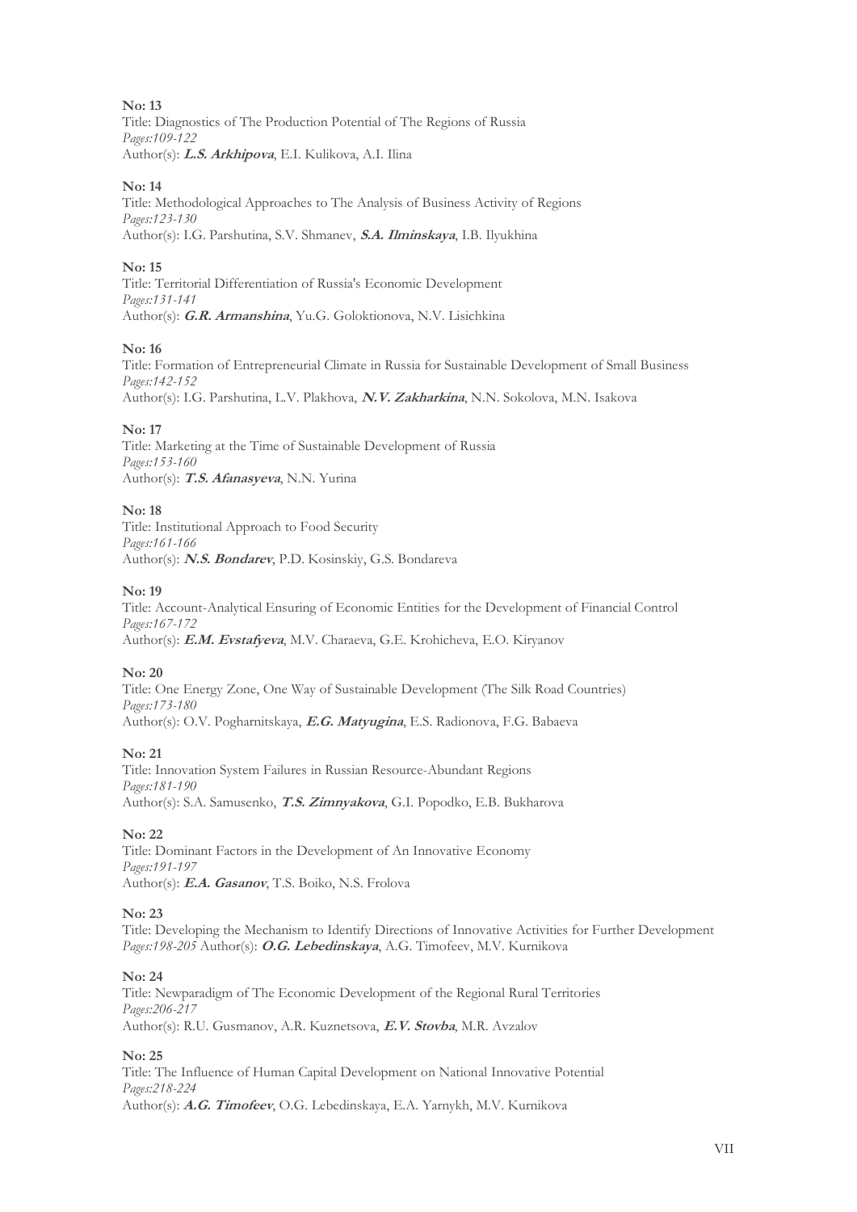**No: 13**
Title: Diagnostics of The Production Potential of The Regions of Russia
*Pages:109-122*
Author(s): ***L.S. Arkhipova***, E.I. Kulikova, A.I. Ilina

**No: 14**
Title: Methodological Approaches to The Analysis of Business Activity of Regions
*Pages:123-130*
Author(s): I.G. Parshutina, S.V. Shmanev, ***S.A. Ilminskaya***, I.B. Ilyukhina

**No: 15**
Title: Territorial Differentiation of Russia's Economic Development
*Pages:131-141*
Author(s): ***G.R. Armanshina***, Yu.G. Goloktionova, N.V. Lisichkina

**No: 16**
Title: Formation of Entrepreneurial Climate in Russia for Sustainable Development of Small Business
*Pages:142-152*
Author(s): I.G. Parshutina, L.V. Plakhova, ***N.V. Zakharkina***, N.N. Sokolova, M.N. Isakova

**No: 17**
Title: Marketing at the Time of Sustainable Development of Russia
*Pages:153-160*
Author(s): ***T.S. Afanasyeva***, N.N. Yurina

**No: 18**
Title: Institutional Approach to Food Security
*Pages:161-166*
Author(s): ***N.S. Bondarev***, P.D. Kosinskiy, G.S. Bondareva

**No: 19**
Title: Account-Analytical Ensuring of Economic Entities for the Development of Financial Control
*Pages:167-172*
Author(s): ***E.M. Evstafyeva***, M.V. Charaeva, G.E. Krohicheva, E.O. Kiryanov

**No: 20**
Title: One Energy Zone, One Way of Sustainable Development (The Silk Road Countries)
*Pages:173-180*
Author(s): O.V. Pogharnitskaya, ***E.G. Matyugina***, E.S. Radionova, F.G. Babaeva

**No: 21**
Title: Innovation System Failures in Russian Resource-Abundant Regions
*Pages:181-190*
Author(s): S.A. Samusenko, ***T.S. Zimnyakova***, G.I. Popodko, E.B. Bukharova

**No: 22**
Title: Dominant Factors in the Development of An Innovative Economy
*Pages:191-197*
Author(s): ***E.A. Gasanov***, T.S. Boiko, N.S. Frolova

**No: 23**
Title: Developing the Mechanism to Identify Directions of Innovative Activities for Further Development
*Pages:198-205* Author(s): ***O.G. Lebedinskaya***, A.G. Timofeev, M.V. Kurnikova

**No: 24**
Title: Newparadigm of The Economic Development of the Regional Rural Territories
*Pages:206-217*
Author(s): R.U. Gusmanov, A.R. Kuznetsova, ***E.V. Stovba***, M.R. Avzalov

**No: 25**
Title: The Influence of Human Capital Development on National Innovative Potential
*Pages:218-224*
Author(s): ***A.G. Timofeev***, O.G. Lebedinskaya, E.A. Yarnykh, M.V. Kurnikova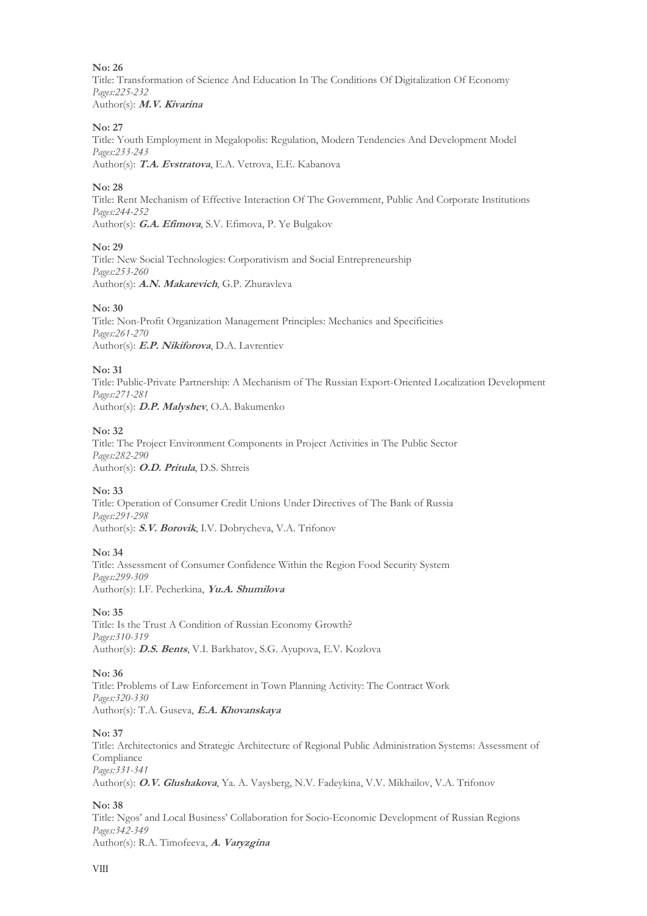**No: 26**
Title: Transformation of Science And Education In The Conditions Of Digitalization Of Economy
*Pages:225-232*
Author(s): ***M.V. Kivarina***

**No: 27**
Title: Youth Employment in Megalopolis: Regulation, Modern Tendencies And Development Model
*Pages:233-243*
Author(s): ***T.A. Evstratova***, E.A. Vetrova, E.E. Kabanova

**No: 28**
Title: Rent Mechanism of Effective Interaction Of The Government, Public And Corporate Institutions
*Pages:244-252*
Author(s): ***G.A. Efimova***, S.V. Efimova, P. Ye Bulgakov

**No: 29**
Title: New Social Technologies: Corporativism and Social Entrepreneurship
*Pages:253-260*
Author(s): ***A.N. Makarevich***, G.P. Zhuravleva

**No: 30**
Title: Non-Profit Organization Management Principles: Mechanics and Specificities
*Pages:261-270*
Author(s): ***E.P. Nikiforova***, D.A. Lavrentiev

**No: 31**
Title: Public-Private Partnership: A Mechanism of The Russian Export-Oriented Localization Development
*Pages:271-281*
Author(s): ***D.P. Malyshev***, O.A. Bakumenko

**No: 32**
Title: The Project Environment Components in Project Activities in The Public Sector
*Pages:282-290*
Author(s): ***O.D. Pritula***, D.S. Shtreis

**No: 33**
Title: Operation of Consumer Credit Unions Under Directives of The Bank of Russia
*Pages:291-298*
Author(s): ***S.V. Borovik***, I.V. Dobrycheva, V.A. Trifonov

**No: 34**
Title: Assessment of Consumer Confidence Within the Region Food Security System
*Pages:299-309*
Author(s): I.F. Pecherkina, ***Yu.A. Shumilova***

**No: 35**
Title: Is the Trust A Condition of Russian Economy Growth?
*Pages:310-319*
Author(s): ***D.S. Bents***, V.I. Barkhatov, S.G. Ayupova, E.V. Kozlova

**No: 36**
Title: Problems of Law Enforcement in Town Planning Activity: The Contract Work
*Pages:320-330*
Author(s): T.A. Guseva, ***E.A. Khovanskaya***

**No: 37**
Title: Architectonics and Strategic Architecture of Regional Public Administration Systems: Assessment of Compliance
*Pages:331-341*
Author(s): ***O.V. Glushakova***, Ya. A. Vaysberg, N.V. Fadeykina, V.V. Mikhailov, V.A. Trifonov

**No: 38**
Title: Ngos' and Local Business' Collaboration for Socio-Economic Development of Russian Regions
*Pages:342-349*
Author(s): R.A. Timofeeva, ***A. Varyzgina***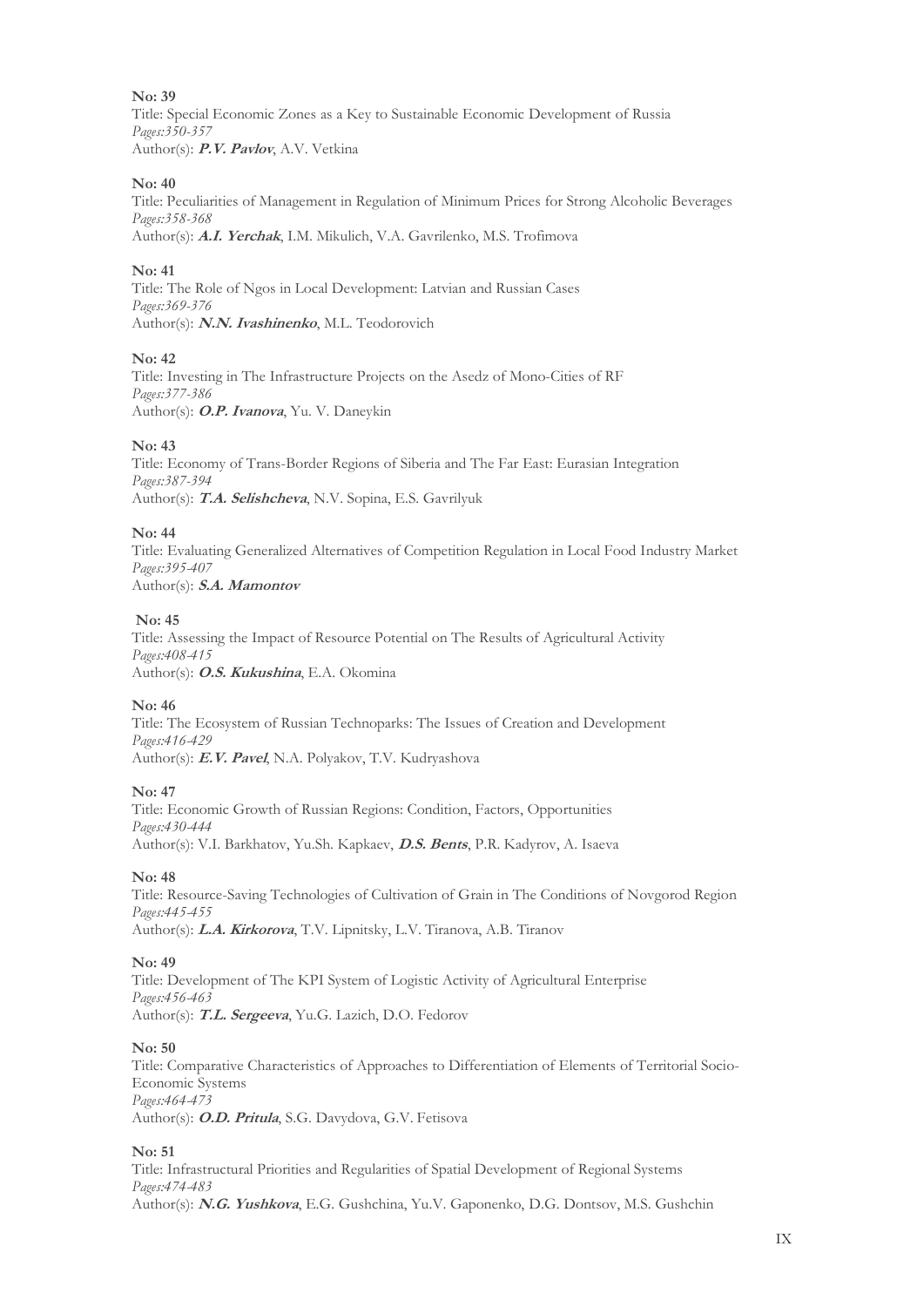**No: 39**
Title: Special Economic Zones as a Key to Sustainable Economic Development of Russia
*Pages:350-357*
Author(s): ***P.V. Pavlov***, A.V. Vetkina

**No: 40**
Title: Peculiarities of Management in Regulation of Minimum Prices for Strong Alcoholic Beverages
*Pages:358-368*
Author(s): ***A.I. Yerchak***, I.M. Mikulich, V.A. Gavrilenko, M.S. Trofimova

**No: 41**
Title: The Role of Ngos in Local Development: Latvian and Russian Cases
*Pages:369-376*
Author(s): ***N.N. Ivashinenko***, M.L. Teodorovich

**No: 42**
Title: Investing in The Infrastructure Projects on the Asedz of Mono-Cities of RF
*Pages:377-386*
Author(s): ***O.P. Ivanova***, Yu. V. Daneykin

**No: 43**
Title: Economy of Trans-Border Regions of Siberia and The Far East: Eurasian Integration
*Pages:387-394*
Author(s): ***T.A. Selishcheva***, N.V. Sopina, E.S. Gavrilyuk

**No: 44**
Title: Evaluating Generalized Alternatives of Competition Regulation in Local Food Industry Market
*Pages:395-407*
Author(s): ***S.A. Mamontov***

**No: 45**
Title: Assessing the Impact of Resource Potential on The Results of Agricultural Activity
*Pages:408-415*
Author(s): ***O.S. Kukushina***, E.A. Okomina

**No: 46**
Title: The Ecosystem of Russian Technoparks: The Issues of Creation and Development
*Pages:416-429*
Author(s): ***E.V. Pavel***, N.A. Polyakov, T.V. Kudryashova

**No: 47**
Title: Economic Growth of Russian Regions: Condition, Factors, Opportunities
*Pages:430-444*
Author(s): V.I. Barkhatov, Yu.Sh. Kapkaev, ***D.S. Bents***, P.R. Kadyrov, A. Isaeva

**No: 48**
Title: Resource-Saving Technologies of Cultivation of Grain in The Conditions of Novgorod Region
*Pages:445-455*
Author(s): ***L.A. Kirkorova***, T.V. Lipnitsky, L.V. Tiranova, A.B. Tiranov

**No: 49**
Title: Development of The KPI System of Logistic Activity of Agricultural Enterprise
*Pages:456-463*
Author(s): ***T.L. Sergeeva***, Yu.G. Lazich, D.O. Fedorov

**No: 50**
Title: Comparative Characteristics of Approaches to Differentiation of Elements of Territorial Socio-Economic Systems
*Pages:464-473*
Author(s): ***O.D. Pritula***, S.G. Davydova, G.V. Fetisova

**No: 51**
Title: Infrastructural Priorities and Regularities of Spatial Development of Regional Systems
*Pages:474-483*
Author(s): ***N.G. Yushkova***, E.G. Gushchina, Yu.V. Gaponenko, D.G. Dontsov, M.S. Gushchin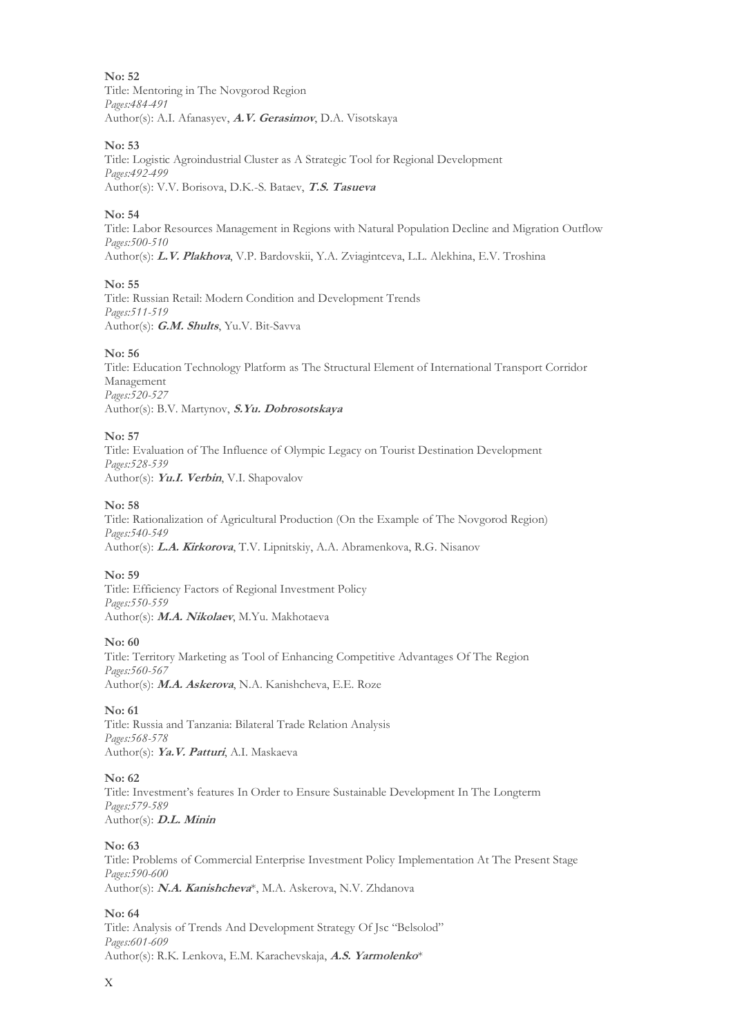**No: 52**
Title: Mentoring in The Novgorod Region
*Pages:484-491*
Author(s): A.I. Afanasyev, ***A.V. Gerasimov***, D.A. Visotskaya

**No: 53**
Title: Logistic Agroindustrial Cluster as A Strategic Tool for Regional Development
*Pages:492-499*
Author(s): V.V. Borisova, D.K.-S. Bataev, ***T.S. Tasueva***

**No: 54**
Title: Labor Resources Management in Regions with Natural Population Decline and Migration Outflow
*Pages:500-510*
Author(s): ***L.V. Plakhova***, V.P. Bardovskii, Y.A. Zviagintceva, L.L. Alekhina, E.V. Troshina

**No: 55**
Title: Russian Retail: Modern Condition and Development Trends
*Pages:511-519*
Author(s): ***G.M. Shults***, Yu.V. Bit-Savva

**No: 56**
Title: Education Technology Platform as The Structural Element of International Transport Corridor Management
*Pages:520-527*
Author(s): B.V. Martynov, ***S.Yu. Dobrosotskaya***

**No: 57**
Title: Evaluation of The Influence of Olympic Legacy on Tourist Destination Development
*Pages:528-539*
Author(s): ***Yu.I. Verbin***, V.I. Shapovalov

**No: 58**
Title: Rationalization of Agricultural Production (On the Example of The Novgorod Region)
*Pages:540-549*
Author(s): ***L.A. Kirkorova***, T.V. Lipnitskiy, A.A. Abramenkova, R.G. Nisanov

**No: 59**
Title: Efficiency Factors of Regional Investment Policy
*Pages:550-559*
Author(s): ***M.A. Nikolaev***, M.Yu. Makhotaeva

**No: 60**
Title: Territory Marketing as Tool of Enhancing Competitive Advantages Of The Region
*Pages:560-567*
Author(s): ***M.A. Askerova***, N.A. Kanishcheva, E.E. Roze

**No: 61**
Title: Russia and Tanzania: Bilateral Trade Relation Analysis
*Pages:568-578*
Author(s): ***Ya.V. Patturi***, A.I. Maskaeva

**No: 62**
Title: Investment's features In Order to Ensure Sustainable Development In The Longterm
*Pages:579-589*
Author(s): ***D.L. Minin***

**No: 63**
Title: Problems of Commercial Enterprise Investment Policy Implementation At The Present Stage
*Pages:590-600*
Author(s): ***N.A. Kanishcheva****, M.A. Askerova, N.V. Zhdanova

**No: 64**
Title: Analysis of Trends And Development Strategy Of Jsc "Belsolod"
*Pages:601-609*
Author(s): R.K. Lenkova, E.M. Karachevskaja, ***A.S. Yarmolenko****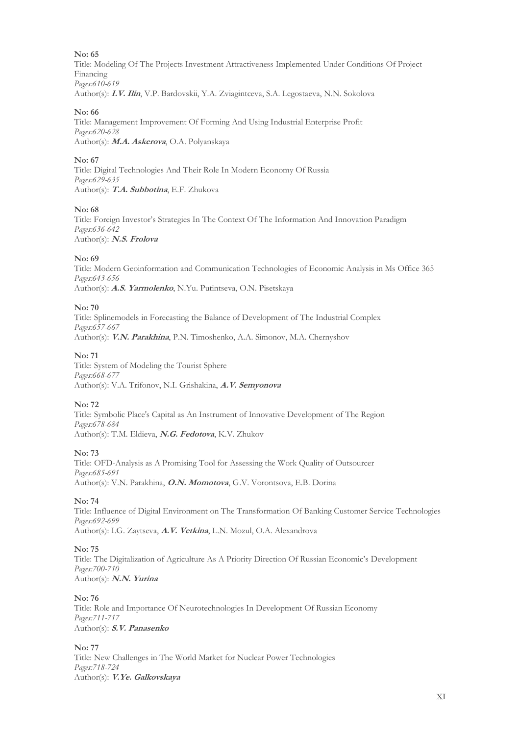**No: 65**
Title: Modeling Of The Projects Investment Attractiveness Implemented Under Conditions Of Project Financing
*Pages:610-619*
Author(s): ***I.V. Ilin***, V.P. Bardovskii, Y.A. Zviagintceva, S.A. Legostaeva, N.N. Sokolova

**No: 66**
Title: Management Improvement Of Forming And Using Industrial Enterprise Profit
*Pages:620-628*
Author(s): ***M.A. Askerova***, O.A. Polyanskaya

**No: 67**
Title: Digital Technologies And Their Role In Modern Economy Of Russia
*Pages:629-635*
Author(s): ***T.A. Subbotina***, E.F. Zhukova

**No: 68**
Title: Foreign Investor's Strategies In The Context Of The Information And Innovation Paradigm
*Pages:636-642*
Author(s): ***N.S. Frolova***

**No: 69**
Title: Modern Geoinformation and Communication Technologies of Economic Analysis in Ms Office 365
*Pages:643-656*
Author(s): ***A.S. Yarmolenko***, N.Yu. Putintseva, O.N. Pisetskaya

**No: 70**
Title: Splinemodels in Forecasting the Balance of Development of The Industrial Complex
*Pages:657-667*
Author(s): ***V.N. Parakhina***, P.N. Timoshenko, A.A. Simonov, M.A. Chernyshov

**No: 71**
Title: System of Modeling the Tourist Sphere
*Pages:668-677*
Author(s): V.A. Trifonov, N.I. Grishakina, ***A.V. Semyonova***

**No: 72**
Title: Symbolic Place's Capital as An Instrument of Innovative Development of The Region
*Pages:678-684*
Author(s): T.M. Eldieva, ***N.G. Fedotova***, K.V. Zhukov

**No: 73**
Title: OFD-Analysis as A Promising Tool for Assessing the Work Quality of Outsourcer
*Pages:685-691*
Author(s): V.N. Parakhina, ***O.N. Momotova***, G.V. Vorontsova, E.B. Dorina

**No: 74**
Title: Influence of Digital Environment on The Transformation Of Banking Customer Service Technologies
*Pages:692-699*
Author(s): I.G. Zaytseva, ***A.V. Vetkina***, L.N. Mozul, O.A. Alexandrova

**No: 75**
Title: The Digitalization of Agriculture As A Priority Direction Of Russian Economic's Development
*Pages:700-710*
Author(s): ***N.N. Yurina***

**No: 76**
Title: Role and Importance Of Neurotechnologies In Development Of Russian Economy
*Pages:711-717*
Author(s): ***S.V. Panasenko***

**No: 77**
Title: New Challenges in The World Market for Nuclear Power Technologies
*Pages:718-724*
Author(s): ***V.Ye. Galkovskaya***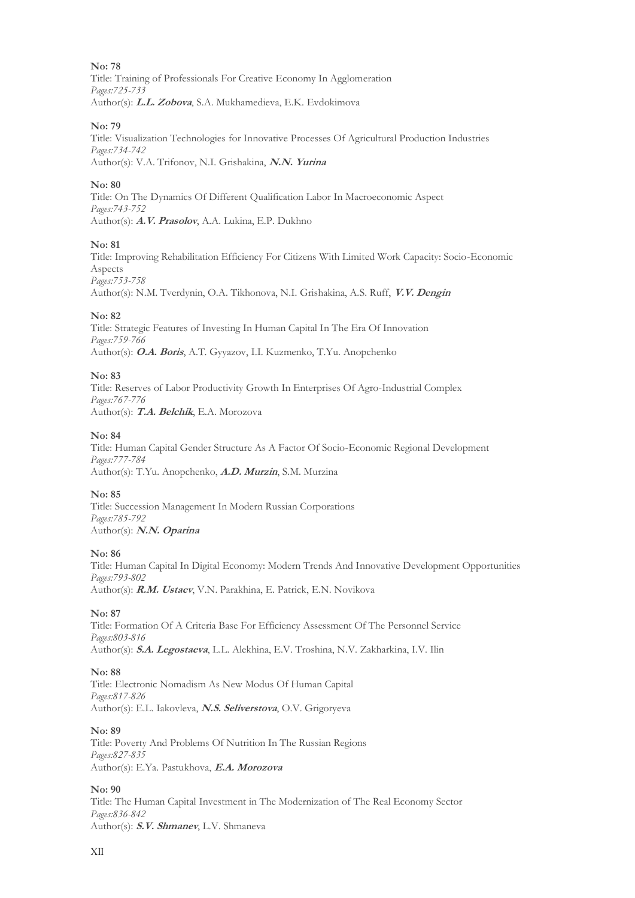**No: 78**
Title: Training of Professionals For Creative Economy In Agglomeration
*Pages:725-733*
Author(s): ***L.L. Zobova***, S.A. Mukhamedieva, E.K. Evdokimova

**No: 79**
Title: Visualization Technologies for Innovative Processes Of Agricultural Production Industries
*Pages:734-742*
Author(s): V.A. Trifonov, N.I. Grishakina, ***N.N. Yurina***

**No: 80**
Title: On The Dynamics Of Different Qualification Labor In Macroeconomic Aspect
*Pages:743-752*
Author(s): ***A.V. Prasolov***, A.A. Lukina, E.P. Dukhno

**No: 81**
Title: Improving Rehabilitation Efficiency For Citizens With Limited Work Capacity: Socio-Economic Aspects
*Pages:753-758*
Author(s): N.M. Tverdynin, O.A. Tikhonova, N.I. Grishakina, A.S. Ruff, ***V.V. Dengin***

**No: 82**
Title: Strategic Features of Investing In Human Capital In The Era Of Innovation
*Pages:759-766*
Author(s): ***O.A. Boris***, A.T. Gyyazov, I.I. Kuzmenko, T.Yu. Anopchenko

**No: 83**
Title: Reserves of Labor Productivity Growth In Enterprises Of Agro-Industrial Complex
*Pages:767-776*
Author(s): ***T.A. Belchik***, E.A. Morozova

**No: 84**
Title: Human Capital Gender Structure As A Factor Of Socio-Economic Regional Development
*Pages:777-784*
Author(s): T.Yu. Anopchenko, ***A.D. Murzin***, S.M. Murzina

**No: 85**
Title: Succession Management In Modern Russian Corporations
*Pages:785-792*
Author(s): ***N.N. Oparina***

**No: 86**
Title: Human Capital In Digital Economy: Modern Trends And Innovative Development Opportunities
*Pages:793-802*
Author(s): ***R.M. Ustaev***, V.N. Parakhina, E. Patrick, E.N. Novikova

**No: 87**
Title: Formation Of A Criteria Base For Efficiency Assessment Of The Personnel Service
*Pages:803-816*
Author(s): ***S.A. Legostaeva***, L.L. Alekhina, E.V. Troshina, N.V. Zakharkina, I.V. Ilin

**No: 88**
Title: Electronic Nomadism As New Modus Of Human Capital
*Pages:817-826*
Author(s): E.L. Iakovleva, ***N.S. Seliverstova***, O.V. Grigoryeva

**No: 89**
Title: Poverty And Problems Of Nutrition In The Russian Regions
*Pages:827-835*
Author(s): E.Ya. Pastukhova, ***E.A. Morozova***

**No: 90**
Title: The Human Capital Investment in The Modernization of The Real Economy Sector
*Pages:836-842*
Author(s): ***S.V. Shmanev***, L.V. Shmaneva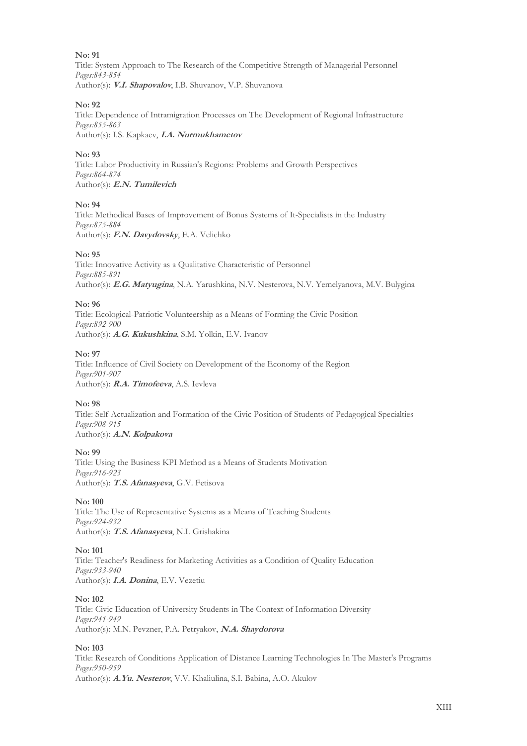**No: 91**
Title: System Approach to The Research of the Competitive Strength of Managerial Personnel
*Pages:843-854*
Author(s): ***V.I. Shapovalov***, I.B. Shuvanov, V.P. Shuvanova

**No: 92**
Title: Dependence of Intramigration Processes on The Development of Regional Infrastructure
*Pages:855-863*
Author(s): I.S. Kapkaev, ***I.A. Nurmukhametov***

**No: 93**
Title: Labor Productivity in Russian's Regions: Problems and Growth Perspectives
*Pages:864-874*
Author(s): ***E.N. Tumilevich***

**No: 94**
Title: Methodical Bases of Improvement of Bonus Systems of It-Specialists in the Industry
*Pages:875-884*
Author(s): ***F.N. Davydovsky***, E.A. Velichko

**No: 95**
Title: Innovative Activity as a Qualitative Characteristic of Personnel
*Pages:885-891*
Author(s): ***E.G. Matyugina***, N.A. Yarushkina, N.V. Nesterova, N.V. Yemelyanova, M.V. Bulygina

**No: 96**
Title: Ecological-Patriotic Volunteership as a Means of Forming the Civic Position
*Pages:892-900*
Author(s): ***A.G. Kukushkina***, S.M. Yolkin, E.V. Ivanov

**No: 97**
Title: Influence of Civil Society on Development of the Economy of the Region
*Pages:901-907*
Author(s): ***R.A. Timofeeva***, A.S. Ievleva

**No: 98**
Title: Self-Actualization and Formation of the Civic Position of Students of Pedagogical Specialties
*Pages:908-915*
Author(s): ***A.N. Kolpakova***

**No: 99**
Title: Using the Business KPI Method as a Means of Students Motivation
*Pages:916-923*
Author(s): ***T.S. Afanasyeva***, G.V. Fetisova

**No: 100**
Title: The Use of Representative Systems as a Means of Teaching Students
*Pages:924-932*
Author(s): ***T.S. Afanasyeva***, N.I. Grishakina

**No: 101**
Title: Teacher's Readiness for Marketing Activities as a Condition of Quality Education
*Pages:933-940*
Author(s): ***I.A. Donina***, E.V. Vezetiu

**No: 102**
Title: Civic Education of University Students in The Context of Information Diversity
*Pages:941-949*
Author(s): M.N. Pevzner, P.A. Petryakov, ***N.A. Shaydorova***

**No: 103**
Title: Research of Conditions Application of Distance Learning Technologies In The Master's Programs
*Pages:950-959*
Author(s): ***A.Yu. Nesterov***, V.V. Khaliulina, S.I. Babina, A.O. Akulov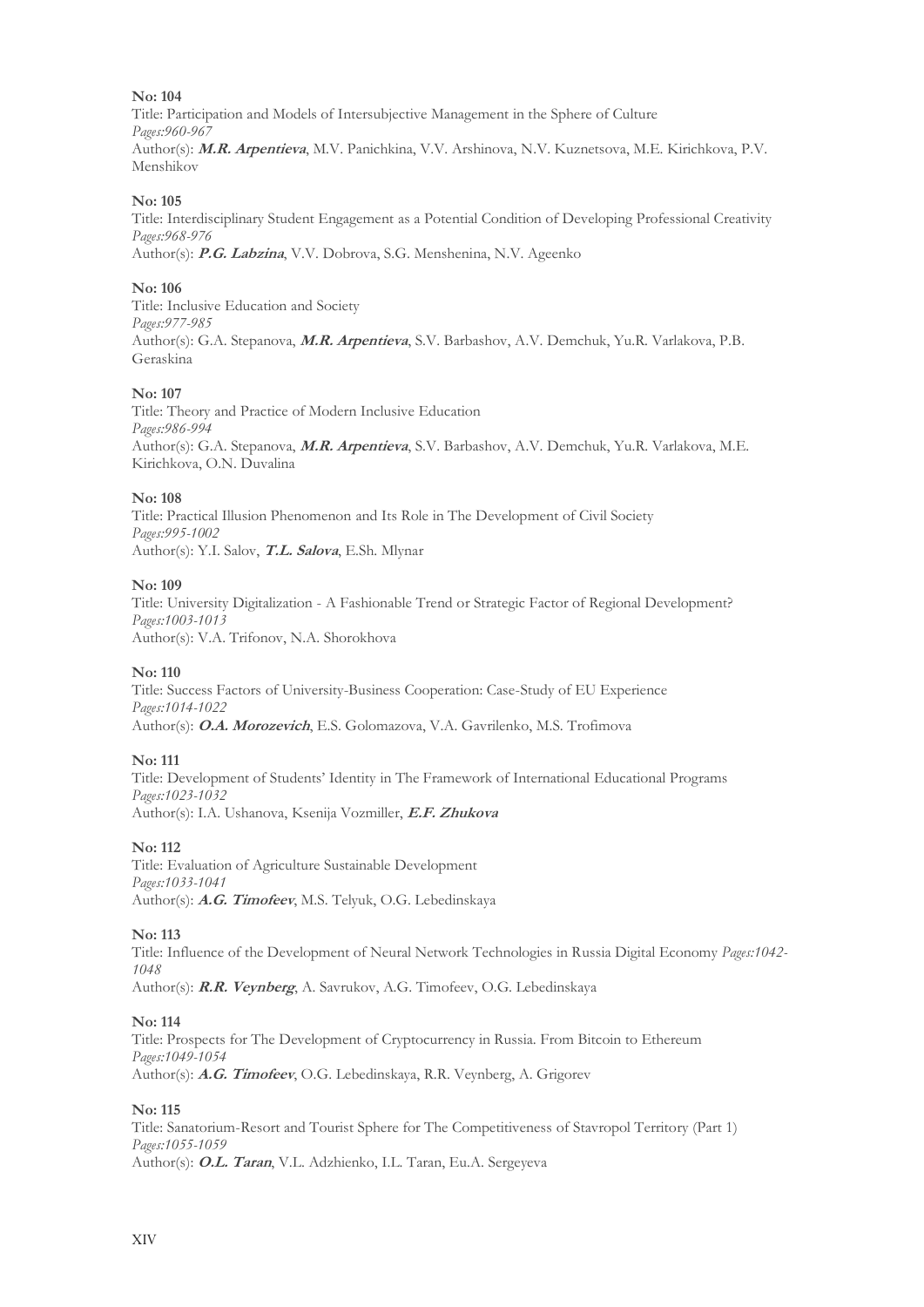**No: 104**
Title: Participation and Models of Intersubjective Management in the Sphere of Culture
*Pages:960-967*
Author(s): ***M.R. Arpentieva***, M.V. Panichkina, V.V. Arshinova, N.V. Kuznetsova, M.E. Kirichkova, P.V. Menshikov

**No: 105**
Title: Interdisciplinary Student Engagement as a Potential Condition of Developing Professional Creativity
*Pages:968-976*
Author(s): ***P.G. Labzina***, V.V. Dobrova, S.G. Menshenina, N.V. Ageenko

**No: 106**
Title: Inclusive Education and Society
*Pages:977-985*
Author(s): G.A. Stepanova, ***M.R. Arpentieva***, S.V. Barbashov, A.V. Demchuk, Yu.R. Varlakova, P.B. Geraskina

**No: 107**
Title: Theory and Practice of Modern Inclusive Education
*Pages:986-994*
Author(s): G.A. Stepanova, ***M.R. Arpentieva***, S.V. Barbashov, A.V. Demchuk, Yu.R. Varlakova, M.E. Kirichkova, O.N. Duvalina

**No: 108**
Title: Practical Illusion Phenomenon and Its Role in The Development of Civil Society
*Pages:995-1002*
Author(s): Y.I. Salov, ***T.L. Salova***, E.Sh. Mlynar

**No: 109**
Title: University Digitalization - A Fashionable Trend or Strategic Factor of Regional Development?
*Pages:1003-1013*
Author(s): V.A. Trifonov, N.A. Shorokhova

**No: 110**
Title: Success Factors of University-Business Cooperation: Case-Study of EU Experience
*Pages:1014-1022*
Author(s): ***O.A. Morozevich***, E.S. Golomazova, V.A. Gavrilenko, M.S. Trofimova

**No: 111**
Title: Development of Students' Identity in The Framework of International Educational Programs
*Pages:1023-1032*
Author(s): I.A. Ushanova, Ksenija Vozmiller, ***E.F. Zhukova***

**No: 112**
Title: Evaluation of Agriculture Sustainable Development
*Pages:1033-1041*
Author(s): ***A.G. Timofeev***, M.S. Telyuk, O.G. Lebedinskaya

**No: 113**
Title: Influence of the Development of Neural Network Technologies in Russia Digital Economy *Pages:1042-1048*
Author(s): ***R.R. Veynberg***, A. Savrukov, A.G. Timofeev, O.G. Lebedinskaya

**No: 114**
Title: Prospects for The Development of Cryptocurrency in Russia. From Bitcoin to Ethereum
*Pages:1049-1054*
Author(s): ***A.G. Timofeev***, O.G. Lebedinskaya, R.R. Veynberg, A. Grigorev

**No: 115**
Title: Sanatorium-Resort and Tourist Sphere for The Competitiveness of Stavropol Territory (Part 1)
*Pages:1055-1059*
Author(s): ***O.L. Taran***, V.L. Adzhienko, I.L. Taran, Eu.A. Sergeyeva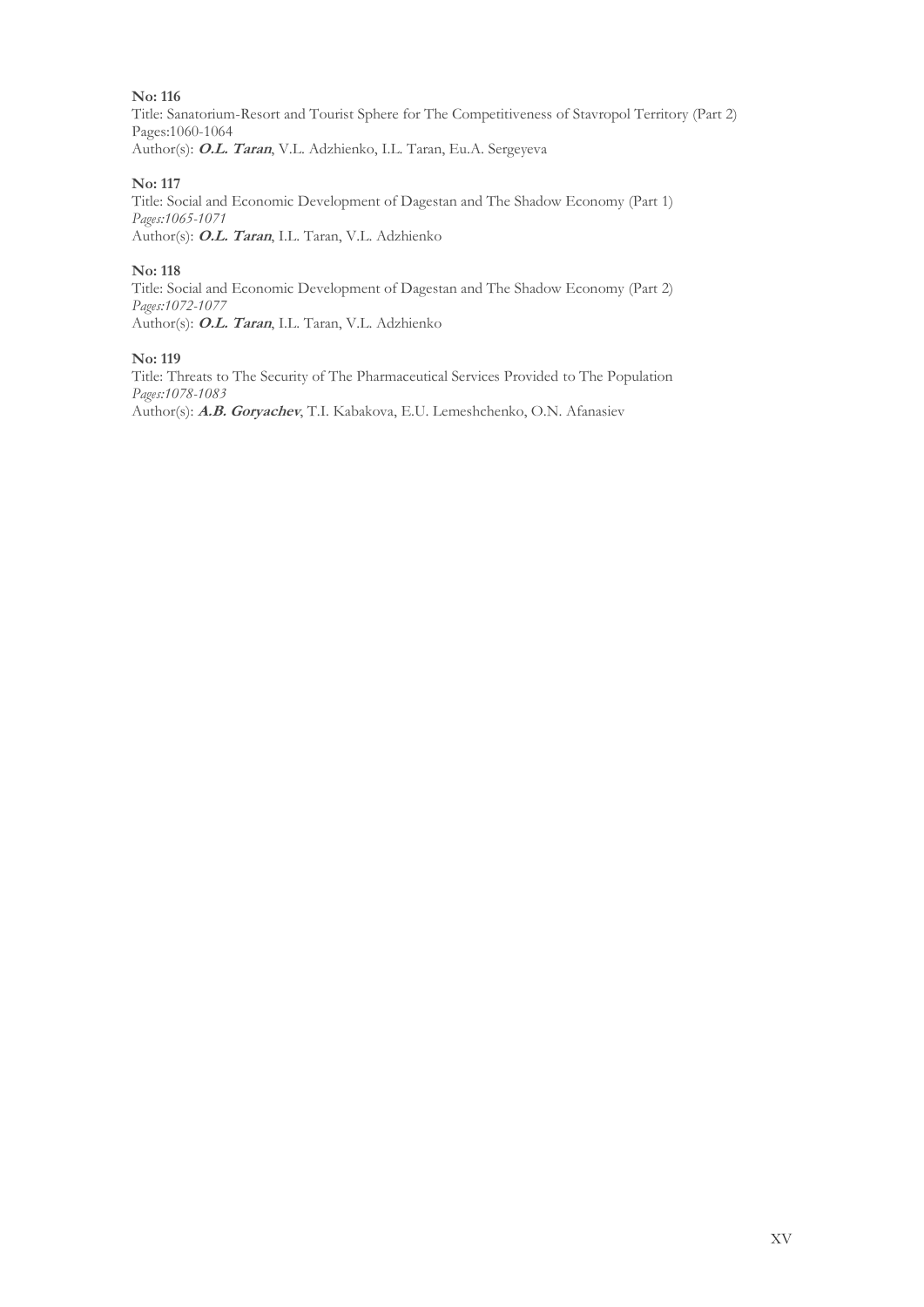**No: 116**
Title: Sanatorium-Resort and Tourist Sphere for The Competitiveness of Stavropol Territory (Part 2)
Pages:1060-1064
Author(s): ***O.L. Taran***, V.L. Adzhienko, I.L. Taran, Eu.A. Sergeyeva

**No: 117**
Title: Social and Economic Development of Dagestan and The Shadow Economy (Part 1)
*Pages:1065-1071*
Author(s): ***O.L. Taran***, I.L. Taran, V.L. Adzhienko

**No: 118**
Title: Social and Economic Development of Dagestan and The Shadow Economy (Part 2)
*Pages:1072-1077*
Author(s): ***O.L. Taran***, I.L. Taran, V.L. Adzhienko

**No: 119**
Title: Threats to The Security of The Pharmaceutical Services Provided to The Population
*Pages:1078-1083*
Author(s): ***A.B. Goryachev***, T.I. Kabakova, E.U. Lemeshchenko, O.N. Afanasiev